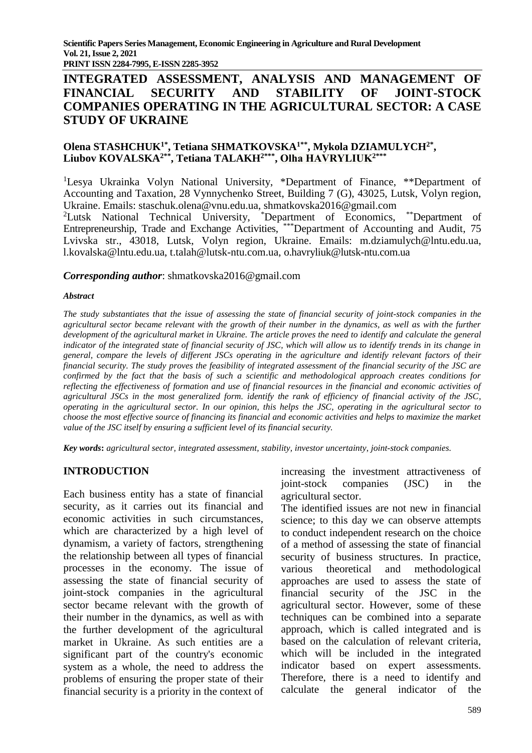# INTEGRATED ASSESSMENT, ANALYSIS AND MANAGEMENT OF FINANCIAL SECURITY AND STABILITY OF JOINT-STOCK COMPANIES OPERATING IN THE AGRICULTURAL SECTOR: A CASE STUDY OF UKRAINE

**Olena STASHCHUK[1*], Tetiana SHMATKOVSKA[1**], Mykola DZIAMULYCH[2*], Liubov KOVALSKA[2**], Tetiana TALAKH[2***], Olha HAVRYLIUK[2***]**

[1]Lesya Ukrainka Volyn National University, *Department of Finance, **Department of Accounting and Taxation, 28 Vynnychenko Street, Building 7 (G), 43025, Lutsk, Volyn region, Ukraine. Emails: staschuk.olena@vnu.edu.ua, shmatkovska2016@gmail.com

[2]Lutsk National Technical University, [*]Department of Economics, [**]Department of Entrepreneurship, Trade and Exchange Activities, [***]Department of Accounting and Audit, 75 Lvivska str., 43018, Lutsk, Volyn region, Ukraine. Emails: m.dziamulych@lntu.edu.ua, l.kovalska@lntu.edu.ua, t.talah@lutsk-ntu.com.ua, o.havryliuk@lutsk-ntu.com.ua

***Corresponding author***: shmatkovska2016@gmail.com

***Abstract***

*The study substantiates that the issue of assessing the state of financial security of joint-stock companies in the agricultural sector became relevant with the growth of their number in the dynamics, as well as with the further development of the agricultural market in Ukraine. The article proves the need to identify and calculate the general indicator of the integrated state of financial security of JSC, which will allow us to identify trends in its change in general, compare the levels of different JSCs operating in the agriculture and identify relevant factors of their financial security. The study proves the feasibility of integrated assessment of the financial security of the JSC are confirmed by the fact that the basis of such a scientific and methodological approach creates conditions for reflecting the effectiveness of formation and use of financial resources in the financial and economic activities of agricultural JSCs in the most generalized form. identify the rank of efficiency of financial activity of the JSC, operating in the agricultural sector. In our opinion, this helps the JSC, operating in the agricultural sector to choose the most effective source of financing its financial and economic activities and helps to maximize the market value of the JSC itself by ensuring a sufficient level of its financial security.*

**Key words:** *agricultural sector, integrated assessment, stability, investor uncertainty, joint-stock companies.*

## INTRODUCTION

Each business entity has a state of financial security, as it carries out its financial and economic activities in such circumstances, which are characterized by a high level of dynamism, a variety of factors, strengthening the relationship between all types of financial processes in the economy. The issue of assessing the state of financial security of joint-stock companies in the agricultural sector became relevant with the growth of their number in the dynamics, as well as with the further development of the agricultural market in Ukraine. As such entities are a significant part of the country's economic system as a whole, the need to address the problems of ensuring the proper state of their financial security is a priority in the context of increasing the investment attractiveness of joint-stock companies (JSC) in the agricultural sector.

The identified issues are not new in financial science; to this day we can observe attempts to conduct independent research on the choice of a method of assessing the state of financial security of business structures. In practice, various theoretical and methodological approaches are used to assess the state of financial security of the JSC in the agricultural sector. However, some of these techniques can be combined into a separate approach, which is called integrated and is based on the calculation of relevant criteria, which will be included in the integrated indicator based on expert assessments. Therefore, there is a need to identify and calculate the general indicator of the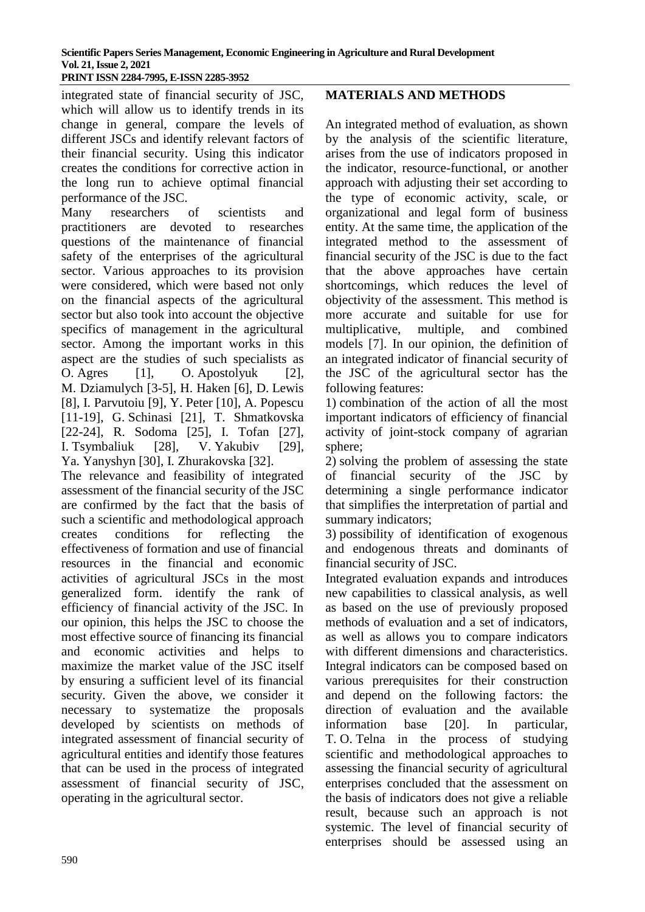integrated state of financial security of JSC, which will allow us to identify trends in its change in general, compare the levels of different JSCs and identify relevant factors of their financial security. Using this indicator creates the conditions for corrective action in the long run to achieve optimal financial performance of the JSC.

Many researchers of scientists and practitioners are devoted to researches questions of the maintenance of financial safety of the enterprises of the agricultural sector. Various approaches to its provision were considered, which were based not only on the financial aspects of the agricultural sector but also took into account the objective specifics of management in the agricultural sector. Among the important works in this aspect are the studies of such specialists as O. Agres [1], O. Apostolyuk [2], M. Dziamulych [3-5], H. Haken [6], D. Lewis [8], I. Parvutoiu [9], Y. Peter [10], A. Popescu [11-19], G. Schinasi [21], T. Shmatkovska [22-24], R. Sodoma [25], I. Tofan [27], I. Tsymbaliuk [28], V. Yakubiv [29], Ya. Yanyshyn [30], I. Zhurakovska [32].

The relevance and feasibility of integrated assessment of the financial security of the JSC are confirmed by the fact that the basis of such a scientific and methodological approach creates conditions for reflecting the effectiveness of formation and use of financial resources in the financial and economic activities of agricultural JSCs in the most generalized form. identify the rank of efficiency of financial activity of the JSC. In our opinion, this helps the JSC to choose the most effective source of financing its financial and economic activities and helps to maximize the market value of the JSC itself by ensuring a sufficient level of its financial security. Given the above, we consider it necessary to systematize the proposals developed by scientists on methods of integrated assessment of financial security of agricultural entities and identify those features that can be used in the process of integrated assessment of financial security of JSC, operating in the agricultural sector.

## MATERIALS AND METHODS

An integrated method of evaluation, as shown by the analysis of the scientific literature, arises from the use of indicators proposed in the indicator, resource-functional, or another approach with adjusting their set according to the type of economic activity, scale, or organizational and legal form of business entity. At the same time, the application of the integrated method to the assessment of financial security of the JSC is due to the fact that the above approaches have certain shortcomings, which reduces the level of objectivity of the assessment. This method is more accurate and suitable for use for multiplicative, multiple, and combined models [7]. In our opinion, the definition of an integrated indicator of financial security of the JSC of the agricultural sector has the following features:

1) combination of the action of all the most important indicators of efficiency of financial activity of joint-stock company of agrarian sphere;

2) solving the problem of assessing the state of financial security of the JSC by determining a single performance indicator that simplifies the interpretation of partial and summary indicators;

3) possibility of identification of exogenous and endogenous threats and dominants of financial security of JSC.

Integrated evaluation expands and introduces new capabilities to classical analysis, as well as based on the use of previously proposed methods of evaluation and a set of indicators, as well as allows you to compare indicators with different dimensions and characteristics. Integral indicators can be composed based on various prerequisites for their construction and depend on the following factors: the direction of evaluation and the available information base [20]. In particular, T. O. Telna in the process of studying scientific and methodological approaches to assessing the financial security of agricultural enterprises concluded that the assessment on the basis of indicators does not give a reliable result, because such an approach is not systemic. The level of financial security of enterprises should be assessed using an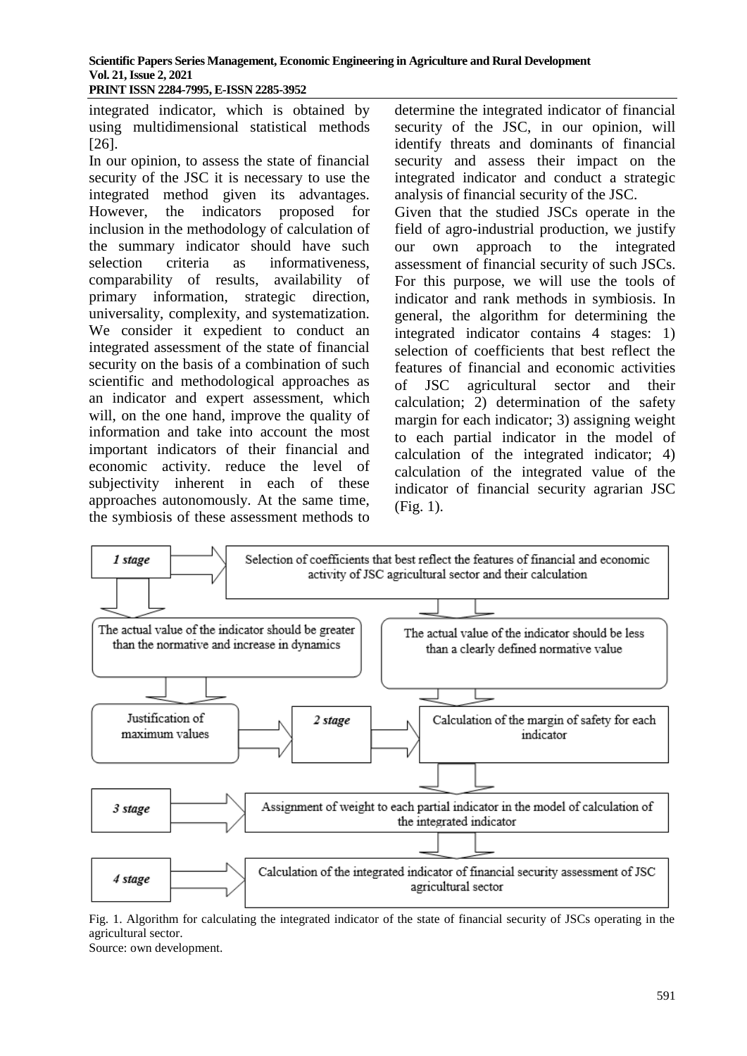integrated indicator, which is obtained by using multidimensional statistical methods [26].

In our opinion, to assess the state of financial security of the JSC it is necessary to use the integrated method given its advantages. However, the indicators proposed for inclusion in the methodology of calculation of the summary indicator should have such selection criteria as informativeness, comparability of results, availability of primary information, strategic direction, universality, complexity, and systematization. We consider it expedient to conduct an integrated assessment of the state of financial security on the basis of a combination of such scientific and methodological approaches as an indicator and expert assessment, which will, on the one hand, improve the quality of information and take into account the most important indicators of their financial and economic activity. reduce the level of subjectivity inherent in each of these approaches autonomously. At the same time, the symbiosis of these assessment methods to determine the integrated indicator of financial security of the JSC, in our opinion, will identify threats and dominants of financial security and assess their impact on the integrated indicator and conduct a strategic analysis of financial security of the JSC.

Given that the studied JSCs operate in the field of agro-industrial production, we justify our own approach to the integrated assessment of financial security of such JSCs. For this purpose, we will use the tools of indicator and rank methods in symbiosis. In general, the algorithm for determining the integrated indicator contains 4 stages: 1) selection of coefficients that best reflect the features of financial and economic activities of JSC agricultural sector and their calculation; 2) determination of the safety margin for each indicator; 3) assigning weight to each partial indicator in the model of calculation of the integrated indicator; 4) calculation of the integrated value of the indicator of financial security agrarian JSC (Fig. 1).

*1 stage* → Selection of coefficients that best reflect the features of financial and economic activity of JSC agricultural sector and their calculation

- The actual value of the indicator should be greater than the normative and increase in dynamics → Justification of maximum values
- The actual value of the indicator should be less than a clearly defined normative value

*2 stage* → Calculation of the margin of safety for each indicator

*3 stage* → Assignment of weight to each partial indicator in the model of calculation of the integrated indicator

*4 stage* → Calculation of the integrated indicator of financial security assessment of JSC agricultural sector

Fig. 1. Algorithm for calculating the integrated indicator of the state of financial security of JSCs operating in the agricultural sector.

Source: own development.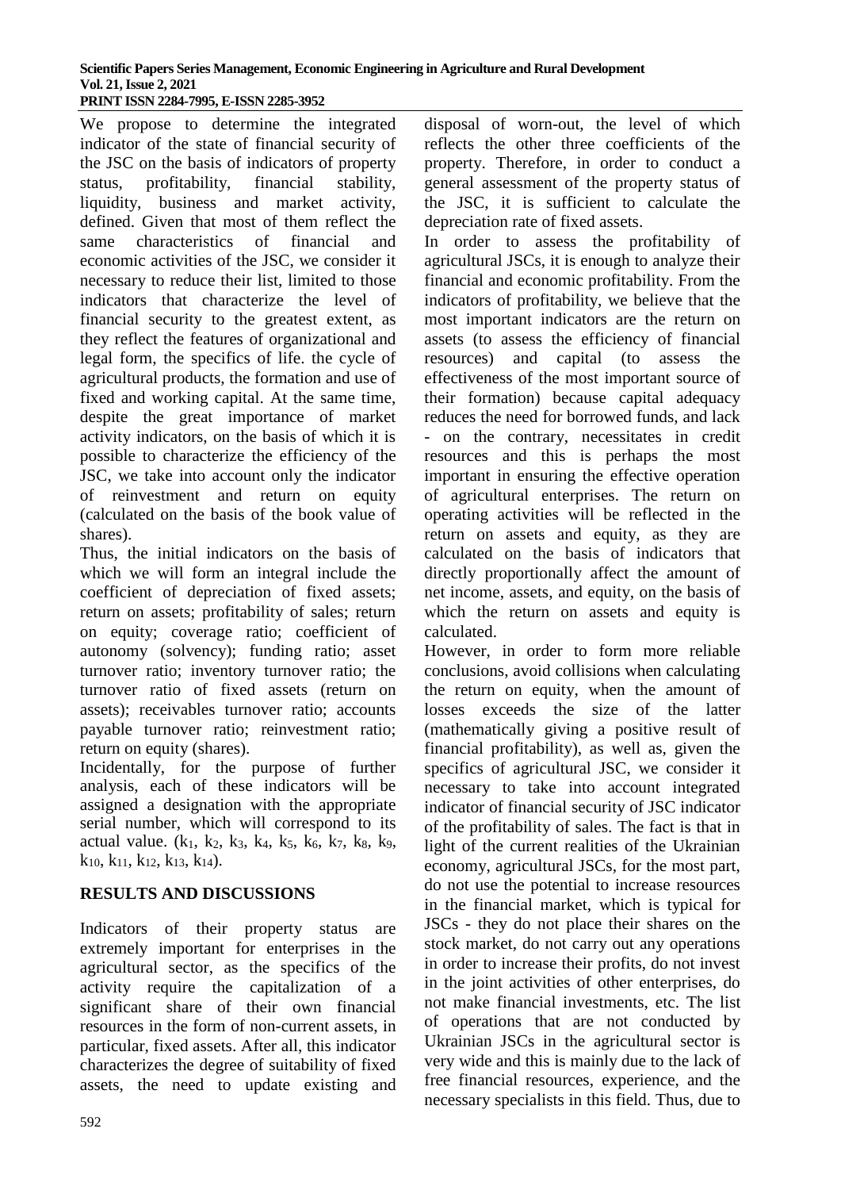We propose to determine the integrated indicator of the state of financial security of the JSC on the basis of indicators of property status, profitability, financial stability, liquidity, business and market activity, defined. Given that most of them reflect the same characteristics of financial and economic activities of the JSC, we consider it necessary to reduce their list, limited to those indicators that characterize the level of financial security to the greatest extent, as they reflect the features of organizational and legal form, the specifics of life. the cycle of agricultural products, the formation and use of fixed and working capital. At the same time, despite the great importance of market activity indicators, on the basis of which it is possible to characterize the efficiency of the JSC, we take into account only the indicator of reinvestment and return on equity (calculated on the basis of the book value of shares).

Thus, the initial indicators on the basis of which we will form an integral include the coefficient of depreciation of fixed assets; return on assets; profitability of sales; return on equity; coverage ratio; coefficient of autonomy (solvency); funding ratio; asset turnover ratio; inventory turnover ratio; the turnover ratio of fixed assets (return on assets); receivables turnover ratio; accounts payable turnover ratio; reinvestment ratio; return on equity (shares).

Incidentally, for the purpose of further analysis, each of these indicators will be assigned a designation with the appropriate serial number, which will correspond to its actual value. ($k_1$, $k_2$, $k_3$, $k_4$, $k_5$, $k_6$, $k_7$, $k_8$, $k_9$, $k_{10}$, $k_{11}$, $k_{12}$, $k_{13}$, $k_{14}$).

## RESULTS AND DISCUSSIONS

Indicators of their property status are extremely important for enterprises in the agricultural sector, as the specifics of the activity require the capitalization of a significant share of their own financial resources in the form of non-current assets, in particular, fixed assets. After all, this indicator characterizes the degree of suitability of fixed assets, the need to update existing and disposal of worn-out, the level of which reflects the other three coefficients of the property. Therefore, in order to conduct a general assessment of the property status of the JSC, it is sufficient to calculate the depreciation rate of fixed assets.

In order to assess the profitability of agricultural JSCs, it is enough to analyze their financial and economic profitability. From the indicators of profitability, we believe that the most important indicators are the return on assets (to assess the efficiency of financial resources) and capital (to assess the effectiveness of the most important source of their formation) because capital adequacy reduces the need for borrowed funds, and lack - on the contrary, necessitates in credit resources and this is perhaps the most important in ensuring the effective operation of agricultural enterprises. The return on operating activities will be reflected in the return on assets and equity, as they are calculated on the basis of indicators that directly proportionally affect the amount of net income, assets, and equity, on the basis of which the return on assets and equity is calculated.

However, in order to form more reliable conclusions, avoid collisions when calculating the return on equity, when the amount of losses exceeds the size of the latter (mathematically giving a positive result of financial profitability), as well as, given the specifics of agricultural JSC, we consider it necessary to take into account integrated indicator of financial security of JSC indicator of the profitability of sales. The fact is that in light of the current realities of the Ukrainian economy, agricultural JSCs, for the most part, do not use the potential to increase resources in the financial market, which is typical for JSCs - they do not place their shares on the stock market, do not carry out any operations in order to increase their profits, do not invest in the joint activities of other enterprises, do not make financial investments, etc. The list of operations that are not conducted by Ukrainian JSCs in the agricultural sector is very wide and this is mainly due to the lack of free financial resources, experience, and the necessary specialists in this field. Thus, due to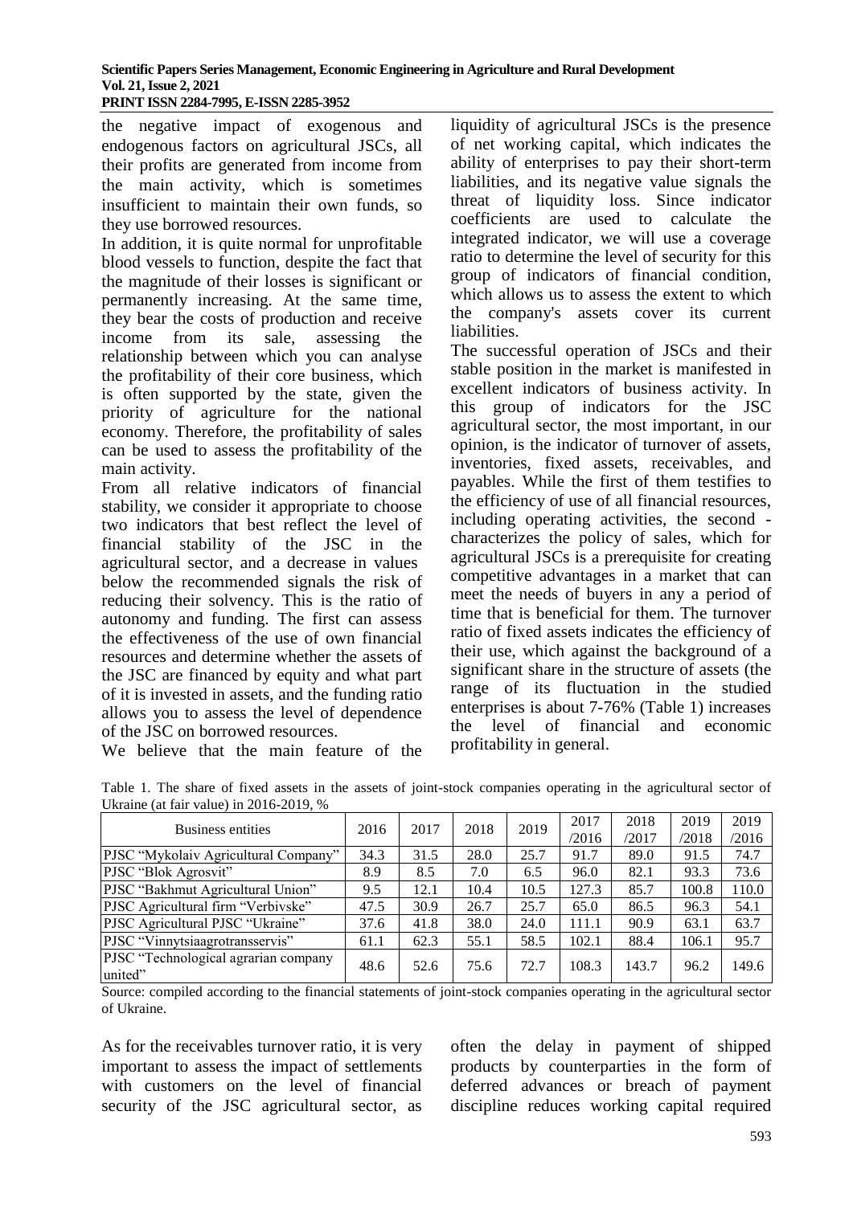the negative impact of exogenous and endogenous factors on agricultural JSCs, all their profits are generated from income from the main activity, which is sometimes insufficient to maintain their own funds, so they use borrowed resources.

In addition, it is quite normal for unprofitable blood vessels to function, despite the fact that the magnitude of their losses is significant or permanently increasing. At the same time, they bear the costs of production and receive income from its sale, assessing the relationship between which you can analyse the profitability of their core business, which is often supported by the state, given the priority of agriculture for the national economy. Therefore, the profitability of sales can be used to assess the profitability of the main activity.

From all relative indicators of financial stability, we consider it appropriate to choose two indicators that best reflect the level of financial stability of the JSC in the agricultural sector, and a decrease in values below the recommended signals the risk of reducing their solvency. This is the ratio of autonomy and funding. The first can assess the effectiveness of the use of own financial resources and determine whether the assets of the JSC are financed by equity and what part of it is invested in assets, and the funding ratio allows you to assess the level of dependence of the JSC on borrowed resources.

We believe that the main feature of the liquidity of agricultural JSCs is the presence of net working capital, which indicates the ability of enterprises to pay their short-term liabilities, and its negative value signals the threat of liquidity loss. Since indicator coefficients are used to calculate the integrated indicator, we will use a coverage ratio to determine the level of security for this group of indicators of financial condition, which allows us to assess the extent to which the company's assets cover its current liabilities.

The successful operation of JSCs and their stable position in the market is manifested in excellent indicators of business activity. In this group of indicators for the JSC agricultural sector, the most important, in our opinion, is the indicator of turnover of assets, inventories, fixed assets, receivables, and payables. While the first of them testifies to the efficiency of use of all financial resources, including operating activities, the second - characterizes the policy of sales, which for agricultural JSCs is a prerequisite for creating competitive advantages in a market that can meet the needs of buyers in any a period of time that is beneficial for them. The turnover ratio of fixed assets indicates the efficiency of their use, which against the background of a significant share in the structure of assets (the range of its fluctuation in the studied enterprises is about 7-76% (Table 1) increases the level of financial and economic profitability in general.

Table 1. The share of fixed assets in the assets of joint-stock companies operating in the agricultural sector of Ukraine (at fair value) in 2016-2019, %

| Business entities | 2016 | 2017 | 2018 | 2019 | 2017 /2016 | 2018 /2017 | 2019 /2018 | 2019 /2016 |
|---|---|---|---|---|---|---|---|---|
| PJSC “Mykolaiv Agricultural Company” | 34.3 | 31.5 | 28.0 | 25.7 | 91.7 | 89.0 | 91.5 | 74.7 |
| PJSC “Blok Agrosvit” | 8.9 | 8.5 | 7.0 | 6.5 | 96.0 | 82.1 | 93.3 | 73.6 |
| PJSC “Bakhmut Agricultural Union” | 9.5 | 12.1 | 10.4 | 10.5 | 127.3 | 85.7 | 100.8 | 110.0 |
| PJSC Agricultural firm “Verbivske” | 47.5 | 30.9 | 26.7 | 25.7 | 65.0 | 86.5 | 96.3 | 54.1 |
| PJSC Agricultural PJSC “Ukraine” | 37.6 | 41.8 | 38.0 | 24.0 | 111.1 | 90.9 | 63.1 | 63.7 |
| PJSC “Vinnytsiaagrotransservis” | 61.1 | 62.3 | 55.1 | 58.5 | 102.1 | 88.4 | 106.1 | 95.7 |
| PJSC “Technological agrarian company united” | 48.6 | 52.6 | 75.6 | 72.7 | 108.3 | 143.7 | 96.2 | 149.6 |

Source: compiled according to the financial statements of joint-stock companies operating in the agricultural sector of Ukraine.

As for the receivables turnover ratio, it is very important to assess the impact of settlements with customers on the level of financial security of the JSC agricultural sector, as often the delay in payment of shipped products by counterparties in the form of deferred advances or breach of payment discipline reduces working capital required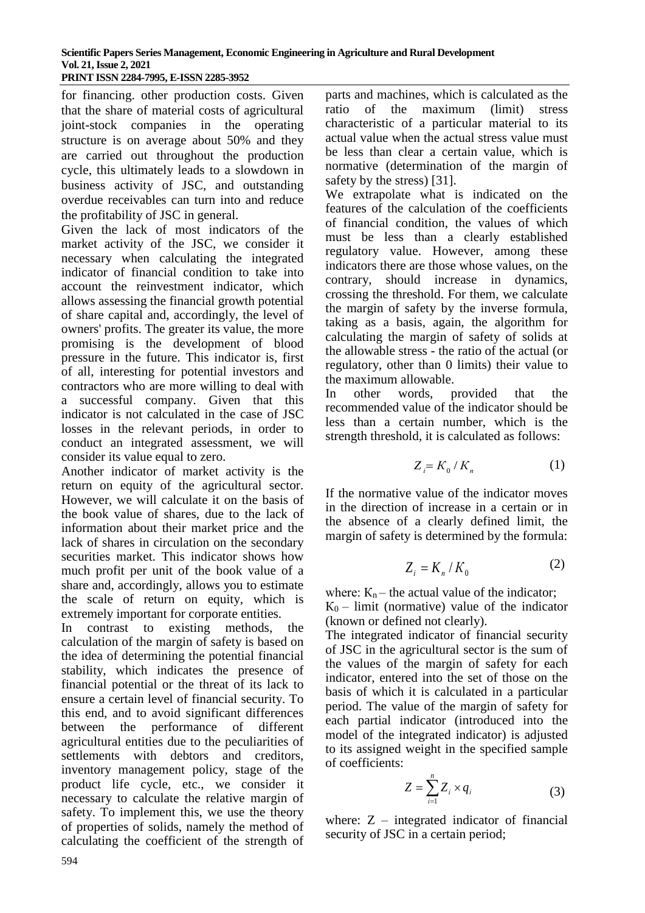for financing. other production costs. Given that the share of material costs of agricultural joint-stock companies in the operating structure is on average about 50% and they are carried out throughout the production cycle, this ultimately leads to a slowdown in business activity of JSC, and outstanding overdue receivables can turn into and reduce the profitability of JSC in general.

Given the lack of most indicators of the market activity of the JSC, we consider it necessary when calculating the integrated indicator of financial condition to take into account the reinvestment indicator, which allows assessing the financial growth potential of share capital and, accordingly, the level of owners' profits. The greater its value, the more promising is the development of blood pressure in the future. This indicator is, first of all, interesting for potential investors and contractors who are more willing to deal with a successful company. Given that this indicator is not calculated in the case of JSC losses in the relevant periods, in order to conduct an integrated assessment, we will consider its value equal to zero.

Another indicator of market activity is the return on equity of the agricultural sector. However, we will calculate it on the basis of the book value of shares, due to the lack of information about their market price and the lack of shares in circulation on the secondary securities market. This indicator shows how much profit per unit of the book value of a share and, accordingly, allows you to estimate the scale of return on equity, which is extremely important for corporate entities.

In contrast to existing methods, the calculation of the margin of safety is based on the idea of determining the potential financial stability, which indicates the presence of financial potential or the threat of its lack to ensure a certain level of financial security. To this end, and to avoid significant differences between the performance of different agricultural entities due to the peculiarities of settlements with debtors and creditors, inventory management policy, stage of the product life cycle, etc., we consider it necessary to calculate the relative margin of safety. To implement this, we use the theory of properties of solids, namely the method of calculating the coefficient of the strength of parts and machines, which is calculated as the ratio of the maximum (limit) stress characteristic of a particular material to its actual value when the actual stress value must be less than clear a certain value, which is normative (determination of the margin of safety by the stress) [31].

We extrapolate what is indicated on the features of the calculation of the coefficients of financial condition, the values of which must be less than a clearly established regulatory value. However, among these indicators there are those whose values, on the contrary, should increase in dynamics, crossing the threshold. For them, we calculate the margin of safety by the inverse formula, taking as a basis, again, the algorithm for calculating the margin of safety of solids at the allowable stress - the ratio of the actual (or regulatory, other than 0 limits) their value to the maximum allowable.

In other words, provided that the recommended value of the indicator should be less than a certain number, which is the strength threshold, it is calculated as follows:

$$Z_i = K_0 / K_n \qquad (1)$$

If the normative value of the indicator moves in the direction of increase in a certain or in the absence of a clearly defined limit, the margin of safety is determined by the formula:

$$Z_i = K_n / K_0 \qquad (2)$$

where: $K_n$ – the actual value of the indicator;
$K_0$ – limit (normative) value of the indicator (known or defined not clearly).

The integrated indicator of financial security of JSC in the agricultural sector is the sum of the values of the margin of safety for each indicator, entered into the set of those on the basis of which it is calculated in a particular period. The value of the margin of safety for each partial indicator (introduced into the model of the integrated indicator) is adjusted to its assigned weight in the specified sample of coefficients:

$$Z = \sum_{i=1}^{n} Z_i \times q_i \qquad (3)$$

where: Z – integrated indicator of financial security of JSC in a certain period;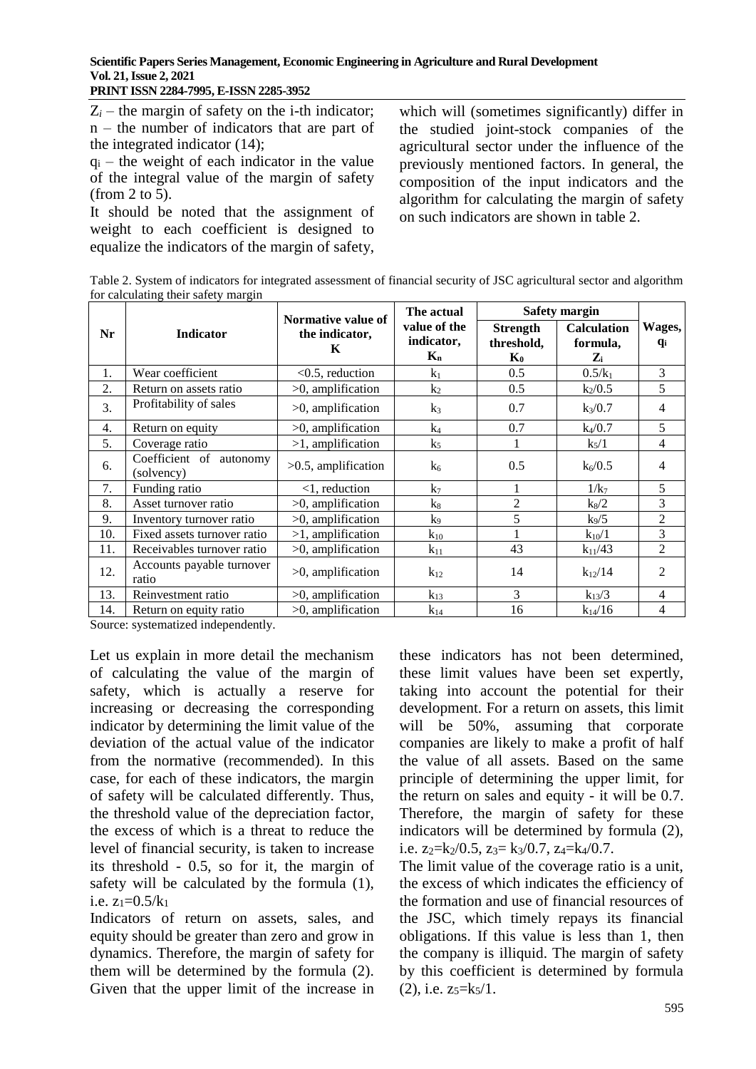$Z_i$ – the margin of safety on the i-th indicator;
n – the number of indicators that are part of the integrated indicator (14);
$q_i$ – the weight of each indicator in the value of the integral value of the margin of safety (from 2 to 5).

It should be noted that the assignment of weight to each coefficient is designed to equalize the indicators of the margin of safety, which will (sometimes significantly) differ in the studied joint-stock companies of the agricultural sector under the influence of the previously mentioned factors. In general, the composition of the input indicators and the algorithm for calculating the margin of safety on such indicators are shown in table 2.

Table 2. System of indicators for integrated assessment of financial security of JSC agricultural sector and algorithm for calculating their safety margin

| Nr | Indicator | Normative value of the indicator, K | The actual value of the indicator, $K_n$ | Safety margin | | Wages, $q_i$ |
|---|---|---|---|---|---|---|
| | | | | Strength threshold, $K_0$ | Calculation formula, $Z_i$ | |
| 1. | Wear coefficient | <0.5, reduction | $k_1$ | 0.5 | $0.5/k_1$ | 3 |
| 2. | Return on assets ratio | >0, amplification | $k_2$ | 0.5 | $k_2/0.5$ | 5 |
| 3. | Profitability of sales | >0, amplification | $k_3$ | 0.7 | $k_3/0.7$ | 4 |
| 4. | Return on equity | >0, amplification | $k_4$ | 0.7 | $k_4/0.7$ | 5 |
| 5. | Coverage ratio | >1, amplification | $k_5$ | 1 | $k_5/1$ | 4 |
| 6. | Coefficient of autonomy (solvency) | >0.5, amplification | $k_6$ | 0.5 | $k_6/0.5$ | 4 |
| 7. | Funding ratio | <1, reduction | $k_7$ | 1 | $1/k_7$ | 5 |
| 8. | Asset turnover ratio | >0, amplification | $k_8$ | 2 | $k_8/2$ | 3 |
| 9. | Inventory turnover ratio | >0, amplification | $k_9$ | 5 | $k_9/5$ | 2 |
| 10. | Fixed assets turnover ratio | >1, amplification | $k_{10}$ | 1 | $k_{10}/1$ | 3 |
| 11. | Receivables turnover ratio | >0, amplification | $k_{11}$ | 43 | $k_{11}/43$ | 2 |
| 12. | Accounts payable turnover ratio | >0, amplification | $k_{12}$ | 14 | $k_{12}/14$ | 2 |
| 13. | Reinvestment ratio | >0, amplification | $k_{13}$ | 3 | $k_{13}/3$ | 4 |
| 14. | Return on equity ratio | >0, amplification | $k_{14}$ | 16 | $k_{14}/16$ | 4 |

Source: systematized independently.

Let us explain in more detail the mechanism of calculating the value of the margin of safety, which is actually a reserve for increasing or decreasing the corresponding indicator by determining the limit value of the deviation of the actual value of the indicator from the normative (recommended). In this case, for each of these indicators, the margin of safety will be calculated differently. Thus, the threshold value of the depreciation factor, the excess of which is a threat to reduce the level of financial security, is taken to increase its threshold - 0.5, so for it, the margin of safety will be calculated by the formula (1), i.e. $z_1=0.5/k_1$

Indicators of return on assets, sales, and equity should be greater than zero and grow in dynamics. Therefore, the margin of safety for them will be determined by the formula (2). Given that the upper limit of the increase in these indicators has not been determined, these limit values have been set expertly, taking into account the potential for their development. For a return on assets, this limit will be 50%, assuming that corporate companies are likely to make a profit of half the value of all assets. Based on the same principle of determining the upper limit, for the return on sales and equity - it will be 0.7. Therefore, the margin of safety for these indicators will be determined by formula (2), i.e. $z_2=k_2/0.5$, $z_3= k_3/0.7$, $z_4=k_4/0.7$.

The limit value of the coverage ratio is a unit, the excess of which indicates the efficiency of the formation and use of financial resources of the JSC, which timely repays its financial obligations. If this value is less than 1, then the company is illiquid. The margin of safety by this coefficient is determined by formula (2), i.e. $z_5=k_5/1$.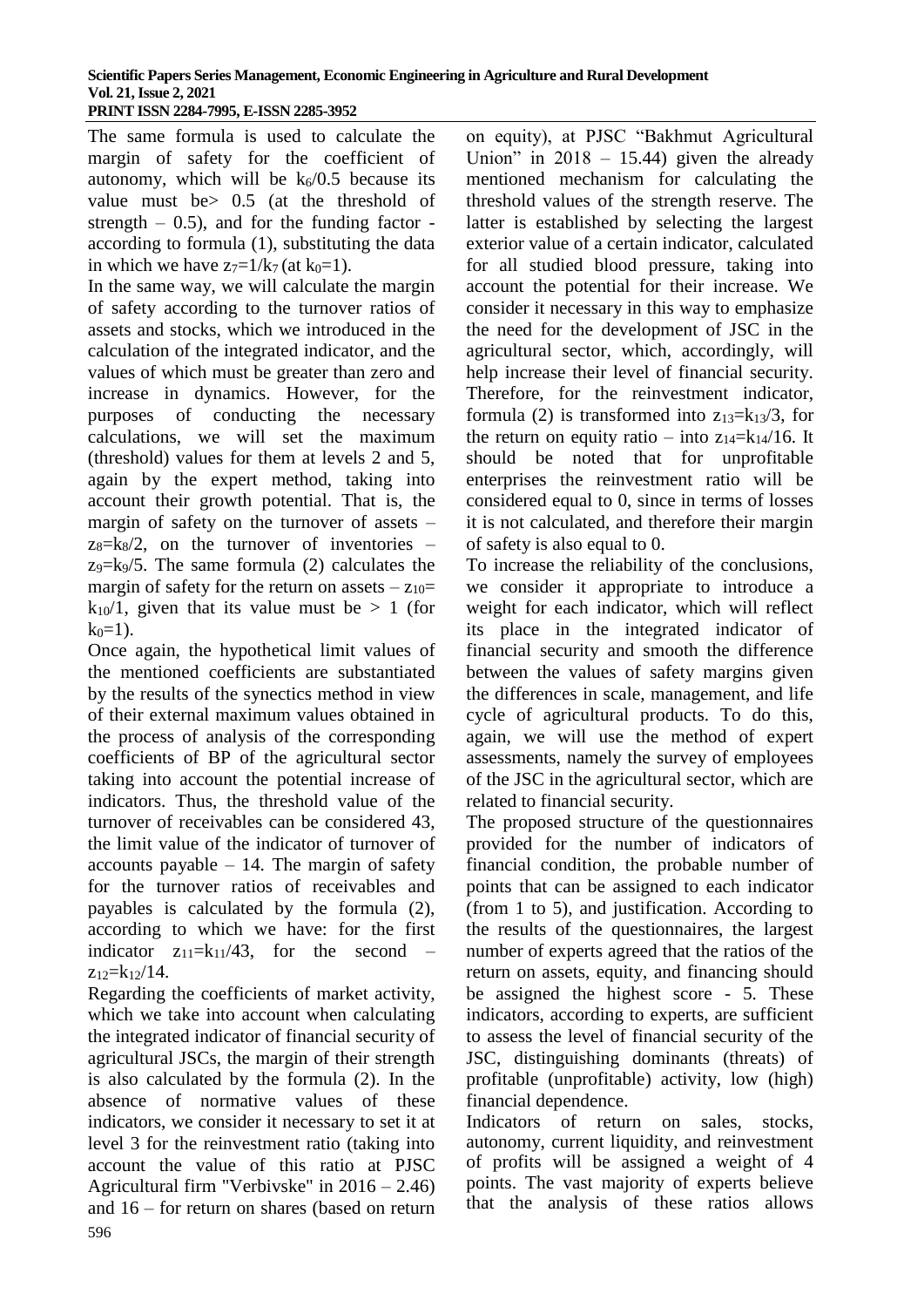The same formula is used to calculate the margin of safety for the coefficient of autonomy, which will be $k_6/0.5$ because its value must be> 0.5 (at the threshold of strength – 0.5), and for the funding factor - according to formula (1), substituting the data in which we have $z_7=1/k_7$ (at $k_0=1$).

In the same way, we will calculate the margin of safety according to the turnover ratios of assets and stocks, which we introduced in the calculation of the integrated indicator, and the values of which must be greater than zero and increase in dynamics. However, for the purposes of conducting the necessary calculations, we will set the maximum (threshold) values for them at levels 2 and 5, again by the expert method, taking into account their growth potential. That is, the margin of safety on the turnover of assets – $z_8=k_8/2$, on the turnover of inventories – $z_9=k_9/5$. The same formula (2) calculates the margin of safety for the return on assets – $z_{10}= k_{10}/1$, given that its value must be $> 1$ (for $k_0=1$).

Once again, the hypothetical limit values of the mentioned coefficients are substantiated by the results of the synectics method in view of their external maximum values obtained in the process of analysis of the corresponding coefficients of BP of the agricultural sector taking into account the potential increase of indicators. Thus, the threshold value of the turnover of receivables can be considered 43, the limit value of the indicator of turnover of accounts payable – 14. The margin of safety for the turnover ratios of receivables and payables is calculated by the formula (2), according to which we have: for the first indicator $z_{11}=k_{11}/43$, for the second – $z_{12}=k_{12}/14$.

Regarding the coefficients of market activity, which we take into account when calculating the integrated indicator of financial security of agricultural JSCs, the margin of their strength is also calculated by the formula (2). In the absence of normative values of these indicators, we consider it necessary to set it at level 3 for the reinvestment ratio (taking into account the value of this ratio at PJSC Agricultural firm "Verbivske" in 2016 – 2.46) and 16 – for return on shares (based on return on equity), at PJSC "Bakhmut Agricultural Union" in 2018 – 15.44) given the already mentioned mechanism for calculating the threshold values of the strength reserve. The latter is established by selecting the largest exterior value of a certain indicator, calculated for all studied blood pressure, taking into account the potential for their increase. We consider it necessary in this way to emphasize the need for the development of JSC in the agricultural sector, which, accordingly, will help increase their level of financial security. Therefore, for the reinvestment indicator, formula (2) is transformed into $z_{13}=k_{13}/3$, for the return on equity ratio – into $z_{14}=k_{14}/16$. It should be noted that for unprofitable enterprises the reinvestment ratio will be considered equal to 0, since in terms of losses it is not calculated, and therefore their margin of safety is also equal to 0.

To increase the reliability of the conclusions, we consider it appropriate to introduce a weight for each indicator, which will reflect its place in the integrated indicator of financial security and smooth the difference between the values of safety margins given the differences in scale, management, and life cycle of agricultural products. To do this, again, we will use the method of expert assessments, namely the survey of employees of the JSC in the agricultural sector, which are related to financial security.

The proposed structure of the questionnaires provided for the number of indicators of financial condition, the probable number of points that can be assigned to each indicator (from 1 to 5), and justification. According to the results of the questionnaires, the largest number of experts agreed that the ratios of the return on assets, equity, and financing should be assigned the highest score - 5. These indicators, according to experts, are sufficient to assess the level of financial security of the JSC, distinguishing dominants (threats) of profitable (unprofitable) activity, low (high) financial dependence.

Indicators of return on sales, stocks, autonomy, current liquidity, and reinvestment of profits will be assigned a weight of 4 points. The vast majority of experts believe that the analysis of these ratios allows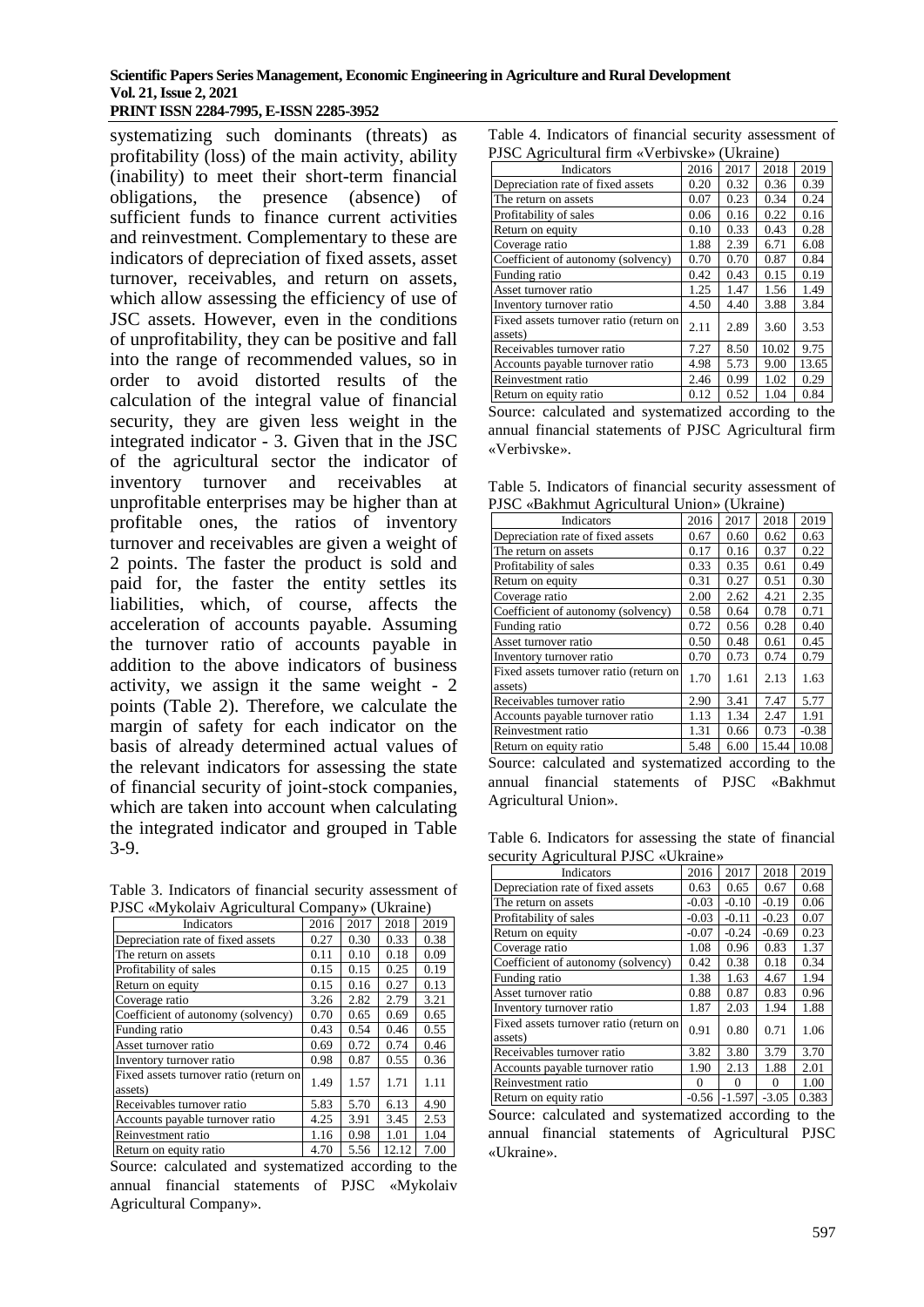systematizing such dominants (threats) as profitability (loss) of the main activity, ability (inability) to meet their short-term financial obligations, the presence (absence) of sufficient funds to finance current activities and reinvestment. Complementary to these are indicators of depreciation of fixed assets, asset turnover, receivables, and return on assets, which allow assessing the efficiency of use of JSC assets. However, even in the conditions of unprofitability, they can be positive and fall into the range of recommended values, so in order to avoid distorted results of the calculation of the integral value of financial security, they are given less weight in the integrated indicator - 3. Given that in the JSC of the agricultural sector the indicator of inventory turnover and receivables at unprofitable enterprises may be higher than at profitable ones, the ratios of inventory turnover and receivables are given a weight of 2 points. The faster the product is sold and paid for, the faster the entity settles its liabilities, which, of course, affects the acceleration of accounts payable. Assuming the turnover ratio of accounts payable in addition to the above indicators of business activity, we assign it the same weight - 2 points (Table 2). Therefore, we calculate the margin of safety for each indicator on the basis of already determined actual values of the relevant indicators for assessing the state of financial security of joint-stock companies, which are taken into account when calculating the integrated indicator and grouped in Table 3-9.

Table 3. Indicators of financial security assessment of PJSC «Mykolaiv Agricultural Company» (Ukraine)

| Indicators | 2016 | 2017 | 2018 | 2019 |
|---|---|---|---|---|
| Depreciation rate of fixed assets | 0.27 | 0.30 | 0.33 | 0.38 |
| The return on assets | 0.11 | 0.10 | 0.18 | 0.09 |
| Profitability of sales | 0.15 | 0.15 | 0.25 | 0.19 |
| Return on equity | 0.15 | 0.16 | 0.27 | 0.13 |
| Coverage ratio | 3.26 | 2.82 | 2.79 | 3.21 |
| Coefficient of autonomy (solvency) | 0.70 | 0.65 | 0.69 | 0.65 |
| Funding ratio | 0.43 | 0.54 | 0.46 | 0.55 |
| Asset turnover ratio | 0.69 | 0.72 | 0.74 | 0.46 |
| Inventory turnover ratio | 0.98 | 0.87 | 0.55 | 0.36 |
| Fixed assets turnover ratio (return on assets) | 1.49 | 1.57 | 1.71 | 1.11 |
| Receivables turnover ratio | 5.83 | 5.70 | 6.13 | 4.90 |
| Accounts payable turnover ratio | 4.25 | 3.91 | 3.45 | 2.53 |
| Reinvestment ratio | 1.16 | 0.98 | 1.01 | 1.04 |
| Return on equity ratio | 4.70 | 5.56 | 12.12 | 7.00 |

Source: calculated and systematized according to the annual financial statements of PJSC «Mykolaiv Agricultural Company».

Table 4. Indicators of financial security assessment of PJSC Agricultural firm «Verbivske» (Ukraine)

| Indicators | 2016 | 2017 | 2018 | 2019 |
|---|---|---|---|---|
| Depreciation rate of fixed assets | 0.20 | 0.32 | 0.36 | 0.39 |
| The return on assets | 0.07 | 0.23 | 0.34 | 0.24 |
| Profitability of sales | 0.06 | 0.16 | 0.22 | 0.16 |
| Return on equity | 0.10 | 0.33 | 0.43 | 0.28 |
| Coverage ratio | 1.88 | 2.39 | 6.71 | 6.08 |
| Coefficient of autonomy (solvency) | 0.70 | 0.70 | 0.87 | 0.84 |
| Funding ratio | 0.42 | 0.43 | 0.15 | 0.19 |
| Asset turnover ratio | 1.25 | 1.47 | 1.56 | 1.49 |
| Inventory turnover ratio | 4.50 | 4.40 | 3.88 | 3.84 |
| Fixed assets turnover ratio (return on assets) | 2.11 | 2.89 | 3.60 | 3.53 |
| Receivables turnover ratio | 7.27 | 8.50 | 10.02 | 9.75 |
| Accounts payable turnover ratio | 4.98 | 5.73 | 9.00 | 13.65 |
| Reinvestment ratio | 2.46 | 0.99 | 1.02 | 0.29 |
| Return on equity ratio | 0.12 | 0.52 | 1.04 | 0.84 |

Source: calculated and systematized according to the annual financial statements of PJSC Agricultural firm «Verbivske».

Table 5. Indicators of financial security assessment of PJSC «Bakhmut Agricultural Union» (Ukraine)

| Indicators | 2016 | 2017 | 2018 | 2019 |
|---|---|---|---|---|
| Depreciation rate of fixed assets | 0.67 | 0.60 | 0.62 | 0.63 |
| The return on assets | 0.17 | 0.16 | 0.37 | 0.22 |
| Profitability of sales | 0.33 | 0.35 | 0.61 | 0.49 |
| Return on equity | 0.31 | 0.27 | 0.51 | 0.30 |
| Coverage ratio | 2.00 | 2.62 | 4.21 | 2.35 |
| Coefficient of autonomy (solvency) | 0.58 | 0.64 | 0.78 | 0.71 |
| Funding ratio | 0.72 | 0.56 | 0.28 | 0.40 |
| Asset turnover ratio | 0.50 | 0.48 | 0.61 | 0.45 |
| Inventory turnover ratio | 0.70 | 0.73 | 0.74 | 0.79 |
| Fixed assets turnover ratio (return on assets) | 1.70 | 1.61 | 2.13 | 1.63 |
| Receivables turnover ratio | 2.90 | 3.41 | 7.47 | 5.77 |
| Accounts payable turnover ratio | 1.13 | 1.34 | 2.47 | 1.91 |
| Reinvestment ratio | 1.31 | 0.66 | 0.73 | -0.38 |
| Return on equity ratio | 5.48 | 6.00 | 15.44 | 10.08 |

Source: calculated and systematized according to the annual financial statements of PJSC «Bakhmut Agricultural Union».

Table 6. Indicators for assessing the state of financial security Agricultural PJSC «Ukraine»

| Indicators | 2016 | 2017 | 2018 | 2019 |
|---|---|---|---|---|
| Depreciation rate of fixed assets | 0.63 | 0.65 | 0.67 | 0.68 |
| The return on assets | -0.03 | -0.10 | -0.19 | 0.06 |
| Profitability of sales | -0.03 | -0.11 | -0.23 | 0.07 |
| Return on equity | -0.07 | -0.24 | -0.69 | 0.23 |
| Coverage ratio | 1.08 | 0.96 | 0.83 | 1.37 |
| Coefficient of autonomy (solvency) | 0.42 | 0.38 | 0.18 | 0.34 |
| Funding ratio | 1.38 | 1.63 | 4.67 | 1.94 |
| Asset turnover ratio | 0.88 | 0.87 | 0.83 | 0.96 |
| Inventory turnover ratio | 1.87 | 2.03 | 1.94 | 1.88 |
| Fixed assets turnover ratio (return on assets) | 0.91 | 0.80 | 0.71 | 1.06 |
| Receivables turnover ratio | 3.82 | 3.80 | 3.79 | 3.70 |
| Accounts payable turnover ratio | 1.90 | 2.13 | 1.88 | 2.01 |
| Reinvestment ratio | 0 | 0 | 0 | 1.00 |
| Return on equity ratio | -0.56 | -1.597 | -3.05 | 0.383 |

Source: calculated and systematized according to the annual financial statements of Agricultural PJSC «Ukraine».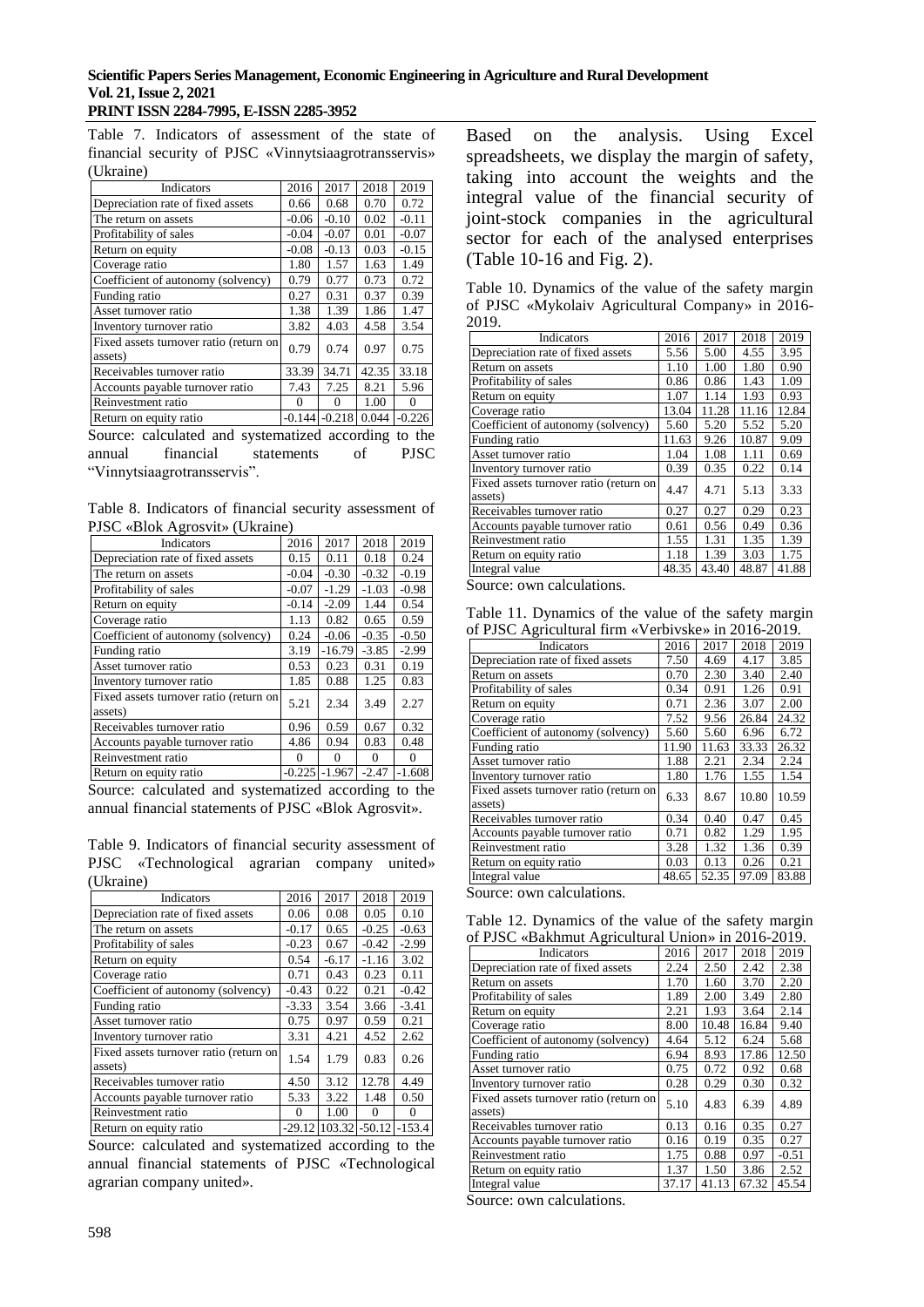Table 7. Indicators of assessment of the state of financial security of PJSC «Vinnytsiaagrotransservis» (Ukraine)

| Indicators | 2016 | 2017 | 2018 | 2019 |
|---|---|---|---|---|
| Depreciation rate of fixed assets | 0.66 | 0.68 | 0.70 | 0.72 |
| The return on assets | -0.06 | -0.10 | 0.02 | -0.11 |
| Profitability of sales | -0.04 | -0.07 | 0.01 | -0.07 |
| Return on equity | -0.08 | -0.13 | 0.03 | -0.15 |
| Coverage ratio | 1.80 | 1.57 | 1.63 | 1.49 |
| Coefficient of autonomy (solvency) | 0.79 | 0.77 | 0.73 | 0.72 |
| Funding ratio | 0.27 | 0.31 | 0.37 | 0.39 |
| Asset turnover ratio | 1.38 | 1.39 | 1.86 | 1.47 |
| Inventory turnover ratio | 3.82 | 4.03 | 4.58 | 3.54 |
| Fixed assets turnover ratio (return on assets) | 0.79 | 0.74 | 0.97 | 0.75 |
| Receivables turnover ratio | 33.39 | 34.71 | 42.35 | 33.18 |
| Accounts payable turnover ratio | 7.43 | 7.25 | 8.21 | 5.96 |
| Reinvestment ratio | 0 | 0 | 1.00 | 0 |
| Return on equity ratio | -0.144 | -0.218 | 0.044 | -0.226 |

Source: calculated and systematized according to the annual financial statements of PJSC "Vinnytsiaagrotransservis".

Table 8. Indicators of financial security assessment of PJSC «Blok Agrosvit» (Ukraine)

| Indicators | 2016 | 2017 | 2018 | 2019 |
|---|---|---|---|---|
| Depreciation rate of fixed assets | 0.15 | 0.11 | 0.18 | 0.24 |
| The return on assets | -0.04 | -0.30 | -0.32 | -0.19 |
| Profitability of sales | -0.07 | -1.29 | -1.03 | -0.98 |
| Return on equity | -0.14 | -2.09 | 1.44 | 0.54 |
| Coverage ratio | 1.13 | 0.82 | 0.65 | 0.59 |
| Coefficient of autonomy (solvency) | 0.24 | -0.06 | -0.35 | -0.50 |
| Funding ratio | 3.19 | -16.79 | -3.85 | -2.99 |
| Asset turnover ratio | 0.53 | 0.23 | 0.31 | 0.19 |
| Inventory turnover ratio | 1.85 | 0.88 | 1.25 | 0.83 |
| Fixed assets turnover ratio (return on assets) | 5.21 | 2.34 | 3.49 | 2.27 |
| Receivables turnover ratio | 0.96 | 0.59 | 0.67 | 0.32 |
| Accounts payable turnover ratio | 4.86 | 0.94 | 0.83 | 0.48 |
| Reinvestment ratio | 0 | 0 | 0 | 0 |
| Return on equity ratio | -0.225 | -1.967 | -2.47 | -1.608 |

Source: calculated and systematized according to the annual financial statements of PJSC «Blok Agrosvit».

Table 9. Indicators of financial security assessment of PJSC «Technological agrarian company united» (Ukraine)

| Indicators | 2016 | 2017 | 2018 | 2019 |
|---|---|---|---|---|
| Depreciation rate of fixed assets | 0.06 | 0.08 | 0.05 | 0.10 |
| The return on assets | -0.17 | 0.65 | -0.25 | -0.63 |
| Profitability of sales | -0.23 | 0.67 | -0.42 | -2.99 |
| Return on equity | 0.54 | -6.17 | -1.16 | 3.02 |
| Coverage ratio | 0.71 | 0.43 | 0.23 | 0.11 |
| Coefficient of autonomy (solvency) | -0.43 | 0.22 | 0.21 | -0.42 |
| Funding ratio | -3.33 | 3.54 | 3.66 | -3.41 |
| Asset turnover ratio | 0.75 | 0.97 | 0.59 | 0.21 |
| Inventory turnover ratio | 3.31 | 4.21 | 4.52 | 2.62 |
| Fixed assets turnover ratio (return on assets) | 1.54 | 1.79 | 0.83 | 0.26 |
| Receivables turnover ratio | 4.50 | 3.12 | 12.78 | 4.49 |
| Accounts payable turnover ratio | 5.33 | 3.22 | 1.48 | 0.50 |
| Reinvestment ratio | 0 | 1.00 | 0 | 0 |
| Return on equity ratio | -29.12 | 103.32 | -50.12 | -153.4 |

Source: calculated and systematized according to the annual financial statements of PJSC «Technological agrarian company united».

Based on the analysis. Using Excel spreadsheets, we display the margin of safety, taking into account the weights and the integral value of the financial security of joint-stock companies in the agricultural sector for each of the analysed enterprises (Table 10-16 and Fig. 2).

Table 10. Dynamics of the value of the safety margin of PJSC «Mykolaiv Agricultural Company» in 2016-2019.

| Indicators | 2016 | 2017 | 2018 | 2019 |
|---|---|---|---|---|
| Depreciation rate of fixed assets | 5.56 | 5.00 | 4.55 | 3.95 |
| Return on assets | 1.10 | 1.00 | 1.80 | 0.90 |
| Profitability of sales | 0.86 | 0.86 | 1.43 | 1.09 |
| Return on equity | 1.07 | 1.14 | 1.93 | 0.93 |
| Coverage ratio | 13.04 | 11.28 | 11.16 | 12.84 |
| Coefficient of autonomy (solvency) | 5.60 | 5.20 | 5.52 | 5.20 |
| Funding ratio | 11.63 | 9.26 | 10.87 | 9.09 |
| Asset turnover ratio | 1.04 | 1.08 | 1.11 | 0.69 |
| Inventory turnover ratio | 0.39 | 0.35 | 0.22 | 0.14 |
| Fixed assets turnover ratio (return on assets) | 4.47 | 4.71 | 5.13 | 3.33 |
| Receivables turnover ratio | 0.27 | 0.27 | 0.29 | 0.23 |
| Accounts payable turnover ratio | 0.61 | 0.56 | 0.49 | 0.36 |
| Reinvestment ratio | 1.55 | 1.31 | 1.35 | 1.39 |
| Return on equity ratio | 1.18 | 1.39 | 3.03 | 1.75 |
| Integral value | 48.35 | 43.40 | 48.87 | 41.88 |

Source: own calculations.

Table 11. Dynamics of the value of the safety margin of PJSC Agricultural firm «Verbivske» in 2016-2019.

| Indicators | 2016 | 2017 | 2018 | 2019 |
|---|---|---|---|---|
| Depreciation rate of fixed assets | 7.50 | 4.69 | 4.17 | 3.85 |
| Return on assets | 0.70 | 2.30 | 3.40 | 2.40 |
| Profitability of sales | 0.34 | 0.91 | 1.26 | 0.91 |
| Return on equity | 0.71 | 2.36 | 3.07 | 2.00 |
| Coverage ratio | 7.52 | 9.56 | 26.84 | 24.32 |
| Coefficient of autonomy (solvency) | 5.60 | 5.60 | 6.96 | 6.72 |
| Funding ratio | 11.90 | 11.63 | 33.33 | 26.32 |
| Asset turnover ratio | 1.88 | 2.21 | 2.34 | 2.24 |
| Inventory turnover ratio | 1.80 | 1.76 | 1.55 | 1.54 |
| Fixed assets turnover ratio (return on assets) | 6.33 | 8.67 | 10.80 | 10.59 |
| Receivables turnover ratio | 0.34 | 0.40 | 0.47 | 0.45 |
| Accounts payable turnover ratio | 0.71 | 0.82 | 1.29 | 1.95 |
| Reinvestment ratio | 3.28 | 1.32 | 1.36 | 0.39 |
| Return on equity ratio | 0.03 | 0.13 | 0.26 | 0.21 |
| Integral value | 48.65 | 52.35 | 97.09 | 83.88 |

Source: own calculations.

Table 12. Dynamics of the value of the safety margin of PJSC «Bakhmut Agricultural Union» in 2016-2019.

| Indicators | 2016 | 2017 | 2018 | 2019 |
|---|---|---|---|---|
| Depreciation rate of fixed assets | 2.24 | 2.50 | 2.42 | 2.38 |
| Return on assets | 1.70 | 1.60 | 3.70 | 2.20 |
| Profitability of sales | 1.89 | 2.00 | 3.49 | 2.80 |
| Return on equity | 2.21 | 1.93 | 3.64 | 2.14 |
| Coverage ratio | 8.00 | 10.48 | 16.84 | 9.40 |
| Coefficient of autonomy (solvency) | 4.64 | 5.12 | 6.24 | 5.68 |
| Funding ratio | 6.94 | 8.93 | 17.86 | 12.50 |
| Asset turnover ratio | 0.75 | 0.72 | 0.92 | 0.68 |
| Inventory turnover ratio | 0.28 | 0.29 | 0.30 | 0.32 |
| Fixed assets turnover ratio (return on assets) | 5.10 | 4.83 | 6.39 | 4.89 |
| Receivables turnover ratio | 0.13 | 0.16 | 0.35 | 0.27 |
| Accounts payable turnover ratio | 0.16 | 0.19 | 0.35 | 0.27 |
| Reinvestment ratio | 1.75 | 0.88 | 0.97 | -0.51 |
| Return on equity ratio | 1.37 | 1.50 | 3.86 | 2.52 |
| Integral value | 37.17 | 41.13 | 67.32 | 45.54 |

Source: own calculations.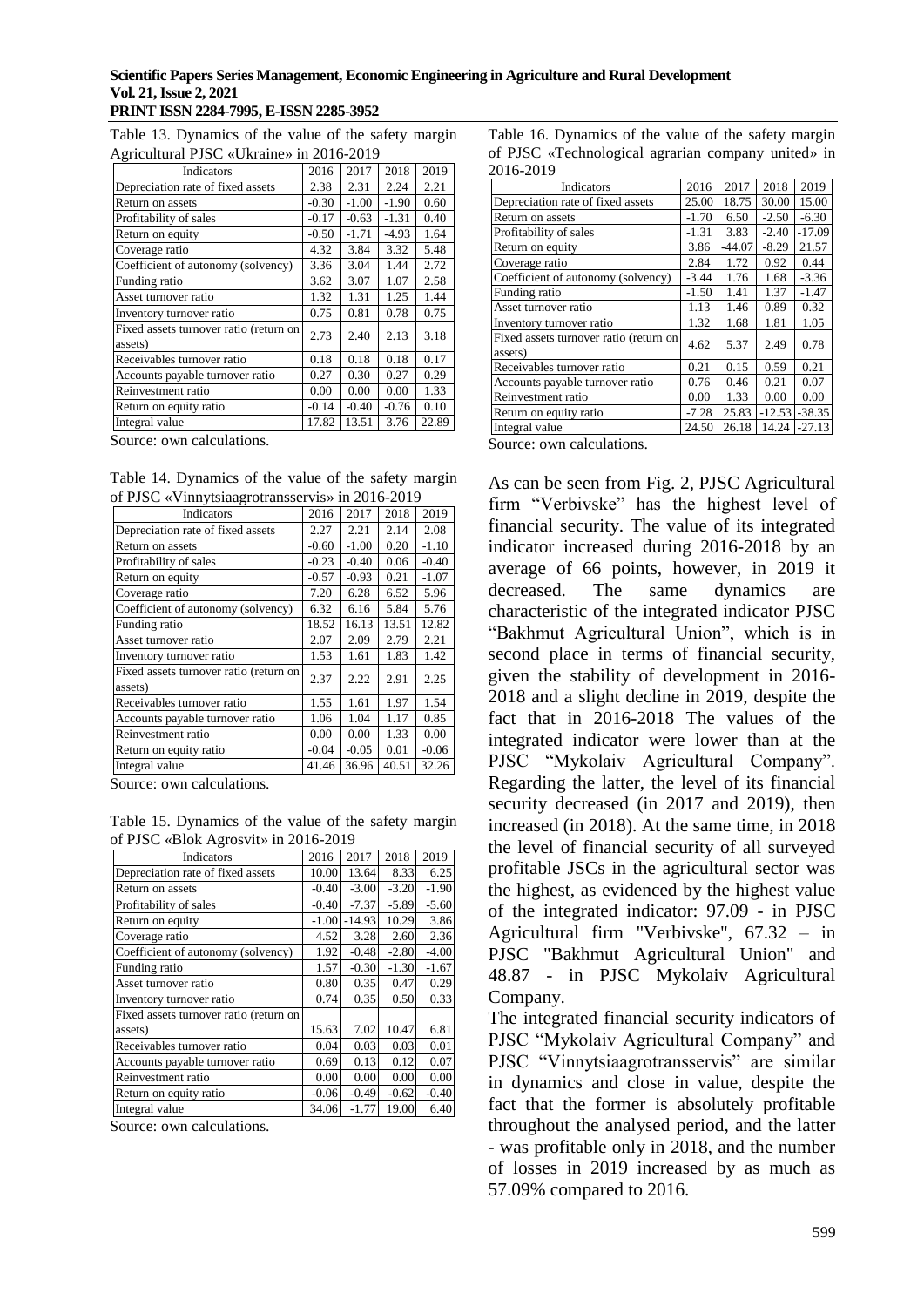Table 13. Dynamics of the value of the safety margin Agricultural PJSC «Ukraine» in 2016-2019

| Indicators | 2016 | 2017 | 2018 | 2019 |
|---|---|---|---|---|
| Depreciation rate of fixed assets | 2.38 | 2.31 | 2.24 | 2.21 |
| Return on assets | -0.30 | -1.00 | -1.90 | 0.60 |
| Profitability of sales | -0.17 | -0.63 | -1.31 | 0.40 |
| Return on equity | -0.50 | -1.71 | -4.93 | 1.64 |
| Coverage ratio | 4.32 | 3.84 | 3.32 | 5.48 |
| Coefficient of autonomy (solvency) | 3.36 | 3.04 | 1.44 | 2.72 |
| Funding ratio | 3.62 | 3.07 | 1.07 | 2.58 |
| Asset turnover ratio | 1.32 | 1.31 | 1.25 | 1.44 |
| Inventory turnover ratio | 0.75 | 0.81 | 0.78 | 0.75 |
| Fixed assets turnover ratio (return on assets) | 2.73 | 2.40 | 2.13 | 3.18 |
| Receivables turnover ratio | 0.18 | 0.18 | 0.18 | 0.17 |
| Accounts payable turnover ratio | 0.27 | 0.30 | 0.27 | 0.29 |
| Reinvestment ratio | 0.00 | 0.00 | 0.00 | 1.33 |
| Return on equity ratio | -0.14 | -0.40 | -0.76 | 0.10 |
| Integral value | 17.82 | 13.51 | 3.76 | 22.89 |

Source: own calculations.

Table 14. Dynamics of the value of the safety margin of PJSC «Vinnytsiaagrotransservis» in 2016-2019

| Indicators | 2016 | 2017 | 2018 | 2019 |
|---|---|---|---|---|
| Depreciation rate of fixed assets | 2.27 | 2.21 | 2.14 | 2.08 |
| Return on assets | -0.60 | -1.00 | 0.20 | -1.10 |
| Profitability of sales | -0.23 | -0.40 | 0.06 | -0.40 |
| Return on equity | -0.57 | -0.93 | 0.21 | -1.07 |
| Coverage ratio | 7.20 | 6.28 | 6.52 | 5.96 |
| Coefficient of autonomy (solvency) | 6.32 | 6.16 | 5.84 | 5.76 |
| Funding ratio | 18.52 | 16.13 | 13.51 | 12.82 |
| Asset turnover ratio | 2.07 | 2.09 | 2.79 | 2.21 |
| Inventory turnover ratio | 1.53 | 1.61 | 1.83 | 1.42 |
| Fixed assets turnover ratio (return on assets) | 2.37 | 2.22 | 2.91 | 2.25 |
| Receivables turnover ratio | 1.55 | 1.61 | 1.97 | 1.54 |
| Accounts payable turnover ratio | 1.06 | 1.04 | 1.17 | 0.85 |
| Reinvestment ratio | 0.00 | 0.00 | 1.33 | 0.00 |
| Return on equity ratio | -0.04 | -0.05 | 0.01 | -0.06 |
| Integral value | 41.46 | 36.96 | 40.51 | 32.26 |

Source: own calculations.

Table 15. Dynamics of the value of the safety margin of PJSC «Blok Agrosvit» in 2016-2019

| Indicators | 2016 | 2017 | 2018 | 2019 |
|---|---|---|---|---|
| Depreciation rate of fixed assets | 10.00 | 13.64 | 8.33 | 6.25 |
| Return on assets | -0.40 | -3.00 | -3.20 | -1.90 |
| Profitability of sales | -0.40 | -7.37 | -5.89 | -5.60 |
| Return on equity | -1.00 | -14.93 | 10.29 | 3.86 |
| Coverage ratio | 4.52 | 3.28 | 2.60 | 2.36 |
| Coefficient of autonomy (solvency) | 1.92 | -0.48 | -2.80 | -4.00 |
| Funding ratio | 1.57 | -0.30 | -1.30 | -1.67 |
| Asset turnover ratio | 0.80 | 0.35 | 0.47 | 0.29 |
| Inventory turnover ratio | 0.74 | 0.35 | 0.50 | 0.33 |
| Fixed assets turnover ratio (return on assets) | 15.63 | 7.02 | 10.47 | 6.81 |
| Receivables turnover ratio | 0.04 | 0.03 | 0.03 | 0.01 |
| Accounts payable turnover ratio | 0.69 | 0.13 | 0.12 | 0.07 |
| Reinvestment ratio | 0.00 | 0.00 | 0.00 | 0.00 |
| Return on equity ratio | -0.06 | -0.49 | -0.62 | -0.40 |
| Integral value | 34.06 | -1.77 | 19.00 | 6.40 |

Source: own calculations.

Table 16. Dynamics of the value of the safety margin of PJSC «Technological agrarian company united» in 2016-2019

| Indicators | 2016 | 2017 | 2018 | 2019 |
|---|---|---|---|---|
| Depreciation rate of fixed assets | 25.00 | 18.75 | 30.00 | 15.00 |
| Return on assets | -1.70 | 6.50 | -2.50 | -6.30 |
| Profitability of sales | -1.31 | 3.83 | -2.40 | -17.09 |
| Return on equity | 3.86 | -44.07 | -8.29 | 21.57 |
| Coverage ratio | 2.84 | 1.72 | 0.92 | 0.44 |
| Coefficient of autonomy (solvency) | -3.44 | 1.76 | 1.68 | -3.36 |
| Funding ratio | -1.50 | 1.41 | 1.37 | -1.47 |
| Asset turnover ratio | 1.13 | 1.46 | 0.89 | 0.32 |
| Inventory turnover ratio | 1.32 | 1.68 | 1.81 | 1.05 |
| Fixed assets turnover ratio (return on assets) | 4.62 | 5.37 | 2.49 | 0.78 |
| Receivables turnover ratio | 0.21 | 0.15 | 0.59 | 0.21 |
| Accounts payable turnover ratio | 0.76 | 0.46 | 0.21 | 0.07 |
| Reinvestment ratio | 0.00 | 1.33 | 0.00 | 0.00 |
| Return on equity ratio | -7.28 | 25.83 | -12.53 | -38.35 |
| Integral value | 24.50 | 26.18 | 14.24 | -27.13 |

Source: own calculations.

As can be seen from Fig. 2, PJSC Agricultural firm "Verbivske" has the highest level of financial security. The value of its integrated indicator increased during 2016-2018 by an average of 66 points, however, in 2019 it decreased. The same dynamics are characteristic of the integrated indicator PJSC "Bakhmut Agricultural Union", which is in second place in terms of financial security, given the stability of development in 2016-2018 and a slight decline in 2019, despite the fact that in 2016-2018 The values of the integrated indicator were lower than at the PJSC "Mykolaiv Agricultural Company". Regarding the latter, the level of its financial security decreased (in 2017 and 2019), then increased (in 2018). At the same time, in 2018 the level of financial security of all surveyed profitable JSCs in the agricultural sector was the highest, as evidenced by the highest value of the integrated indicator: 97.09 - in PJSC Agricultural firm "Verbivske", 67.32 – in PJSC "Bakhmut Agricultural Union" and 48.87 - in PJSC Mykolaiv Agricultural Company.

The integrated financial security indicators of PJSC "Mykolaiv Agricultural Company" and PJSC "Vinnytsiaagrotransservis" are similar in dynamics and close in value, despite the fact that the former is absolutely profitable throughout the analysed period, and the latter - was profitable only in 2018, and the number of losses in 2019 increased by as much as 57.09% compared to 2016.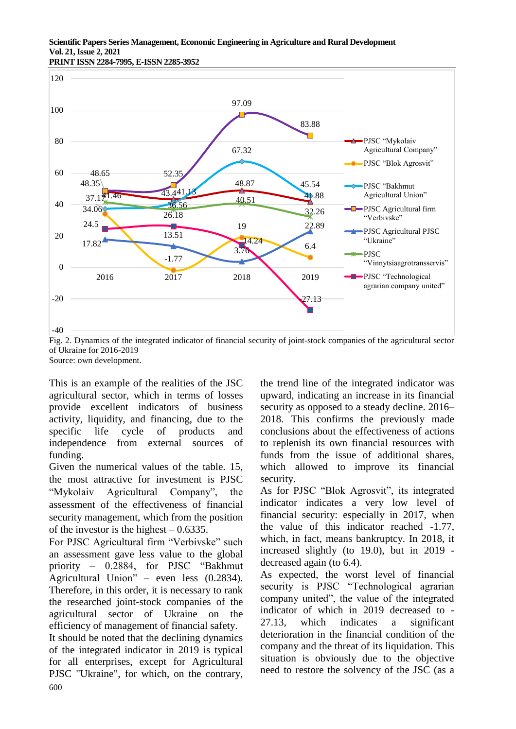Fig. 2. Dynamics of the integrated indicator of financial security of joint-stock companies of the agricultural sector of Ukraine for 2016-2019

Source: own development.

This is an example of the realities of the JSC agricultural sector, which in terms of losses provide excellent indicators of business activity, liquidity, and financing, due to the specific life cycle of products and independence from external sources of funding.

Given the numerical values of the table. 15, the most attractive for investment is PJSC "Mykolaiv Agricultural Company", the assessment of the effectiveness of financial security management, which from the position of the investor is the highest – 0.6335.

For PJSC Agricultural firm "Verbivske" such an assessment gave less value to the global priority – 0.2884, for PJSC "Bakhmut Agricultural Union" – even less (0.2834). Therefore, in this order, it is necessary to rank the researched joint-stock companies of the agricultural sector of Ukraine on the efficiency of management of financial safety.

It should be noted that the declining dynamics of the integrated indicator in 2019 is typical for all enterprises, except for Agricultural PJSC "Ukraine", for which, on the contrary, the trend line of the integrated indicator was upward, indicating an increase in its financial security as opposed to a steady decline. 2016–2018. This confirms the previously made conclusions about the effectiveness of actions to replenish its own financial resources with funds from the issue of additional shares, which allowed to improve its financial security.

As for PJSC "Blok Agrosvit", its integrated indicator indicates a very low level of financial security: especially in 2017, when the value of this indicator reached -1.77, which, in fact, means bankruptcy. In 2018, it increased slightly (to 19.0), but in 2019 - decreased again (to 6.4).

As expected, the worst level of financial security is PJSC "Technological agrarian company united", the value of the integrated indicator of which in 2019 decreased to -27.13, which indicates a significant deterioration in the financial condition of the company and the threat of its liquidation. This situation is obviously due to the objective need to restore the solvency of the JSC (as a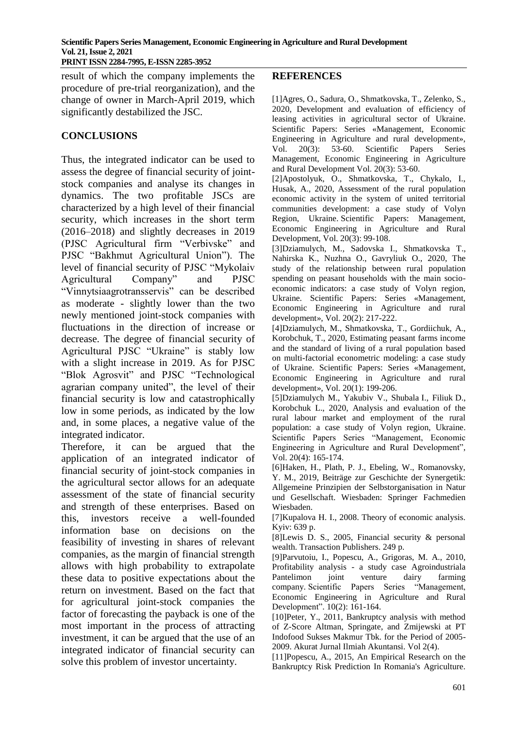result of which the company implements the procedure of pre-trial reorganization), and the change of owner in March-April 2019, which significantly destabilized the JSC.

## CONCLUSIONS

Thus, the integrated indicator can be used to assess the degree of financial security of joint-stock companies and analyse its changes in dynamics. The two profitable JSCs are characterized by a high level of their financial security, which increases in the short term (2016–2018) and slightly decreases in 2019 (PJSC Agricultural firm "Verbivske" and PJSC "Bakhmut Agricultural Union"). The level of financial security of PJSC "Mykolaiv Agricultural Company" and PJSC "Vinnytsiaagrotransservis" can be described as moderate - slightly lower than the two newly mentioned joint-stock companies with fluctuations in the direction of increase or decrease. The degree of financial security of Agricultural PJSC "Ukraine" is stably low with a slight increase in 2019. As for PJSC "Blok Agrosvit" and PJSC "Technological agrarian company united", the level of their financial security is low and catastrophically low in some periods, as indicated by the low and, in some places, a negative value of the integrated indicator.

Therefore, it can be argued that the application of an integrated indicator of financial security of joint-stock companies in the agricultural sector allows for an adequate assessment of the state of financial security and strength of these enterprises. Based on this, investors receive a well-founded information base on decisions on the feasibility of investing in shares of relevant companies, as the margin of financial strength allows with high probability to extrapolate these data to positive expectations about the return on investment. Based on the fact that for agricultural joint-stock companies the factor of forecasting the payback is one of the most important in the process of attracting investment, it can be argued that the use of an integrated indicator of financial security can solve this problem of investor uncertainty.

## REFERENCES

[1]Agres, O., Sadura, O., Shmatkovska, T., Zelenko, S., 2020, Development and evaluation of efficiency of leasing activities in agricultural sector of Ukraine. Scientific Papers: Series «Management, Economic Engineering in Agriculture and rural development», Vol. 20(3): 53-60. Scientific Papers Series Management, Economic Engineering in Agriculture and Rural Development Vol. 20(3): 53-60.

[2]Apostolyuk, O., Shmatkovska, T., Chykalo, I., Husak, A., 2020, Assessment of the rural population economic activity in the system of united territorial communities development: a case study of Volyn Region, Ukraine. Scientific Papers: Management, Economic Engineering in Agriculture and Rural Development, Vol. 20(3): 99-108.

[3]Dziamulych, M., Sadovska I., Shmatkovska T., Nahirska K., Nuzhna O., Gavryliuk O., 2020, The study of the relationship between rural population spending on peasant households with the main socio-economic indicators: a case study of Volyn region, Ukraine. Scientific Papers: Series «Management, Economic Engineering in Agriculture and rural development», Vol. 20(2): 217-222.

[4]Dziamulych, M., Shmatkovska, T., Gordiichuk, A., Korobchuk, T., 2020, Estimating peasant farms income and the standard of living of a rural population based on multi-factorial econometric modeling: a case study of Ukraine. Scientific Papers: Series «Management, Economic Engineering in Agriculture and rural development», Vol. 20(1): 199-206.

[5]Dziamulych M., Yakubiv V., Shubala I., Filiuk D., Korobchuk L., 2020, Analysis and evaluation of the rural labour market and employment of the rural population: a case study of Volyn region, Ukraine. Scientific Papers Series "Management, Economic Engineering in Agriculture and Rural Development", Vol. 20(4): 165-174.

[6]Haken, H., Plath, P. J., Ebeling, W., Romanovsky, Y. M., 2019, Beiträge zur Geschichte der Synergetik: Allgemeine Prinzipien der Selbstorganisation in Natur und Gesellschaft. Wiesbaden: Springer Fachmedien Wiesbaden.

[7]Kupalova H. I., 2008. Theory of economic analysis. Kyiv: 639 p.

[8]Lewis D. S., 2005, Financial security & personal wealth. Transaction Publishers. 249 p.

[9]Parvutoiu, I., Popescu, A., Grigoras, M. A., 2010, Profitability analysis - a study case Agroindustriala Pantelimon joint venture dairy farming company. Scientific Papers Series "Management, Economic Engineering in Agriculture and Rural Development". 10(2): 161-164.

[10]Peter, Y., 2011, Bankruptcy analysis with method of Z-Score Altman, Springate, and Zmijewski at PT Indofood Sukses Makmur Tbk. for the Period of 2005-2009. Akurat Jurnal Ilmiah Akuntansi. Vol 2(4).

[11]Popescu, A., 2015, An Empirical Research on the Bankruptcy Risk Prediction In Romania's Agriculture.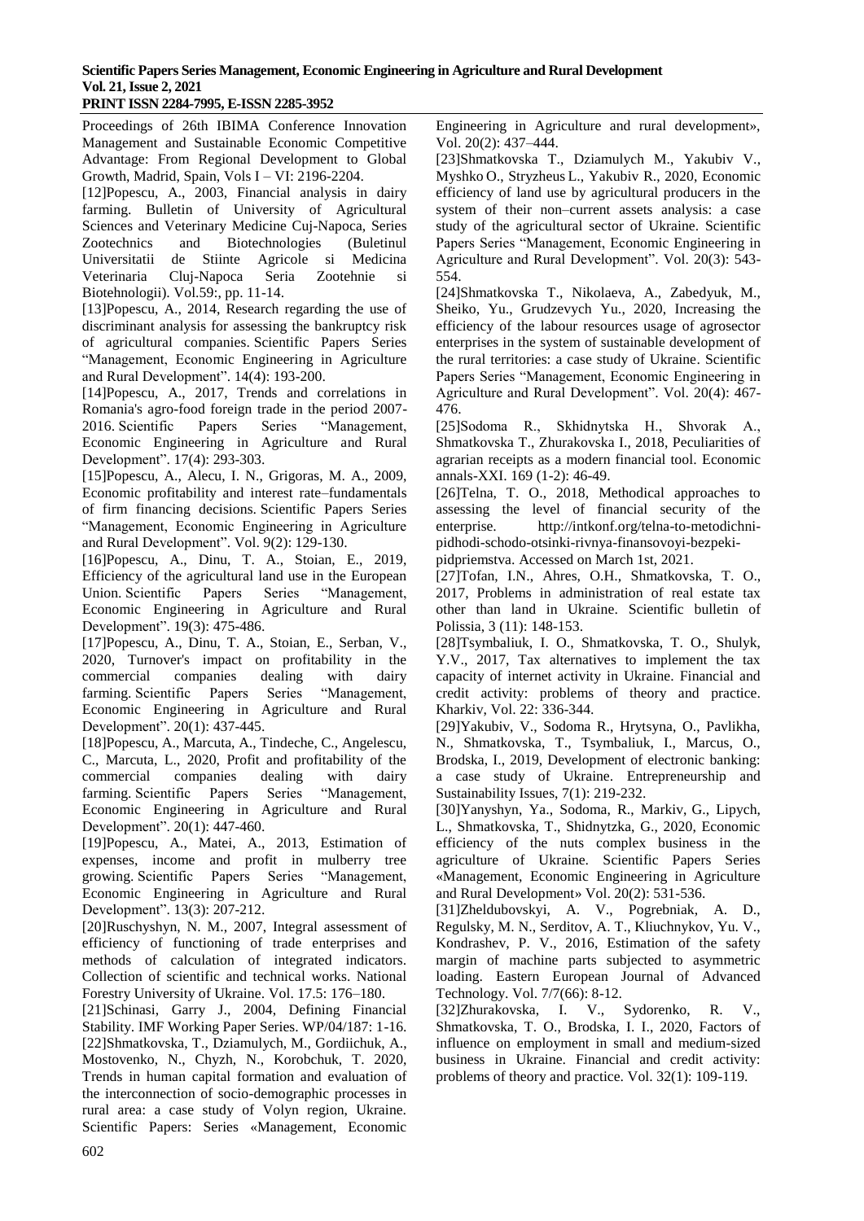Proceedings of 26th IBIMA Conference Innovation Management and Sustainable Economic Competitive Advantage: From Regional Development to Global Growth, Madrid, Spain, Vols I – VI: 2196-2204.

[12]Popescu, A., 2003, Financial analysis in dairy farming. Bulletin of University of Agricultural Sciences and Veterinary Medicine Cuj-Napoca, Series Zootechnics and Biotechnologies (Buletinul Universitatii de Stiinte Agricole si Medicina Veterinaria Cluj-Napoca Seria Zootehnie si Biotehnologii). Vol.59:, pp. 11-14.

[13]Popescu, A., 2014, Research regarding the use of discriminant analysis for assessing the bankruptcy risk of agricultural companies. Scientific Papers Series "Management, Economic Engineering in Agriculture and Rural Development". 14(4): 193-200.

[14]Popescu, A., 2017, Trends and correlations in Romania's agro-food foreign trade in the period 2007-2016. Scientific Papers Series "Management, Economic Engineering in Agriculture and Rural Development". 17(4): 293-303.

[15]Popescu, A., Alecu, I. N., Grigoras, M. A., 2009, Economic profitability and interest rate–fundamentals of firm financing decisions. Scientific Papers Series "Management, Economic Engineering in Agriculture and Rural Development". Vol. 9(2): 129-130.

[16]Popescu, A., Dinu, T. A., Stoian, E., 2019, Efficiency of the agricultural land use in the European Union. Scientific Papers Series "Management, Economic Engineering in Agriculture and Rural Development". 19(3): 475-486.

[17]Popescu, A., Dinu, T. A., Stoian, E., Serban, V., 2020, Turnover's impact on profitability in the commercial companies dealing with dairy farming. Scientific Papers Series "Management, Economic Engineering in Agriculture and Rural Development". 20(1): 437-445.

[18]Popescu, A., Marcuta, A., Tindeche, C., Angelescu, C., Marcuta, L., 2020, Profit and profitability of the commercial companies dealing with dairy farming. Scientific Papers Series "Management, Economic Engineering in Agriculture and Rural Development". 20(1): 447-460.

[19]Popescu, A., Matei, A., 2013, Estimation of expenses, income and profit in mulberry tree growing. Scientific Papers Series "Management, Economic Engineering in Agriculture and Rural Development". 13(3): 207-212.

[20]Ruschyshyn, N. M., 2007, Integral assessment of efficiency of functioning of trade enterprises and methods of calculation of integrated indicators. Collection of scientific and technical works. National Forestry University of Ukraine. Vol. 17.5: 176–180.

[21]Schinasi, Garry J., 2004, Defining Financial Stability. IMF Working Paper Series. WP/04/187: 1-16.

[22]Shmatkovska, T., Dziamulych, M., Gordiichuk, A., Mostovenko, N., Chyzh, N., Korobchuk, T. 2020, Trends in human capital formation and evaluation of the interconnection of socio-demographic processes in rural area: a case study of Volyn region, Ukraine. Scientific Papers: Series «Management, Economic Engineering in Agriculture and rural development», Vol. 20(2): 437–444.

[23]Shmatkovska T., Dziamulych M., Yakubiv V., Myshko O., Stryzheus L., Yakubiv R., 2020, Economic efficiency of land use by agricultural producers in the system of their non–current assets analysis: a case study of the agricultural sector of Ukraine. Scientific Papers Series "Management, Economic Engineering in Agriculture and Rural Development". Vol. 20(3): 543-554.

[24]Shmatkovska T., Nikolaeva, A., Zabedyuk, M., Sheiko, Yu., Grudzevych Yu., 2020, Increasing the efficiency of the labour resources usage of agrosector enterprises in the system of sustainable development of the rural territories: a case study of Ukraine. Scientific Papers Series "Management, Economic Engineering in Agriculture and Rural Development". Vol. 20(4): 467-476.

[25]Sodoma R., Skhidnytska H., Shvorak A., Shmatkovska T., Zhurakovska I., 2018, Peculiarities of agrarian receipts as a modern financial tool. Economic annals-XXI. 169 (1-2): 46-49.

[26]Telna, T. O., 2018, Methodical approaches to assessing the level of financial security of the enterprise. http://intkonf.org/telna-to-metodichni-pidhodi-schodo-otsinki-rivnya-finansovoyi-bezpeki-pidpriemstva. Accessed on March 1st, 2021.

[27]Tofan, I.N., Ahres, O.H., Shmatkovska, T. O., 2017, Problems in administration of real estate tax other than land in Ukraine. Scientific bulletin of Polissia, 3 (11): 148-153.

[28]Tsymbaliuk, I. O., Shmatkovska, T. O., Shulyk, Y.V., 2017, Tax alternatives to implement the tax capacity of internet activity in Ukraine. Financial and credit activity: problems of theory and practice. Kharkiv, Vol. 22: 336-344.

[29]Yakubiv, V., Sodoma R., Hrytsyna, O., Pavlikha, N., Shmatkovska, T., Tsymbaliuk, I., Marcus, O., Brodska, I., 2019, Development of electronic banking: a case study of Ukraine. Entrepreneurship and Sustainability Issues, 7(1): 219-232.

[30]Yanyshyn, Ya., Sodoma, R., Markiv, G., Lipych, L., Shmatkovska, T., Shidnytzka, G., 2020, Economic efficiency of the nuts complex business in the agriculture of Ukraine. Scientific Papers Series «Management, Economic Engineering in Agriculture and Rural Development» Vol. 20(2): 531-536.

[31]Zheldubovskyi, A. V., Pogrebniak, A. D., Regulsky, M. N., Serditov, A. T., Kliuchnykov, Yu. V., Kondrashev, P. V., 2016, Estimation of the safety margin of machine parts subjected to asymmetric loading. Eastern European Journal of Advanced Technology. Vol. 7/7(66): 8-12.

[32]Zhurakovska, I. V., Sydorenko, R. V., Shmatkovska, T. O., Brodska, I. I., 2020, Factors of influence on employment in small and medium-sized business in Ukraine. Financial and credit activity: problems of theory and practice. Vol. 32(1): 109-119.